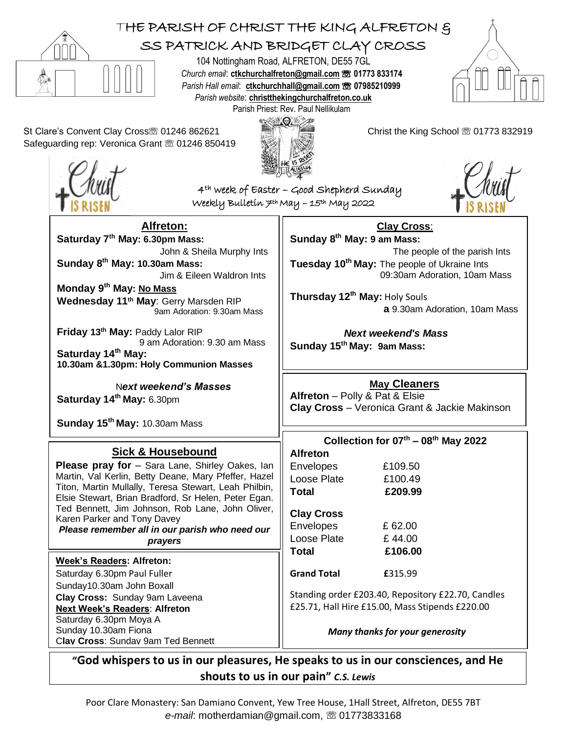# THE PARISH OF CHRIST THE KING ALFRETON & SS PATRICK AND BRIDGET CLAY CROSS

104 Nottingham Road, ALFRETON, DE55 7GL
*Church email*: **ctkchurchalfreton@gmail.com** ☏ **01773 833174**
*Parish Hall email*: **ctkchurchhall@gmail.com** ☏ **07985210999**
*Parish website*: **christthekingchurchalfreton.co.uk**
Parish Priest: Rev. Paul Nellikulam

St Clare's Convent Clay Cross☏ 01246 862621
Safeguarding rep: Veronica Grant ☏ 01246 850419

Christ the King School ☏ 01773 832919

Christ IS RISEN

HE IS RISEN ALLELUIA

## 4th week of Easter – Good Shepherd Sunday
### Weekly Bulletin 7th May – 15th May 2022

Christ IS RISEN

## Alfreton:

**Saturday 7th May: 6.30pm Mass:**
John & Sheila Murphy Ints
**Sunday 8th May: 10.30am Mass:**
Jim & Eileen Waldron Ints
**Monday 9th May: No Mass**
**Wednesday 11th May**: Gerry Marsden RIP
9am Adoration: 9.30am Mass

**Friday 13th May:** Paddy Lalor RIP
9 am Adoration: 9.30 am Mass
**Saturday 14th May:**
**10.30am &1.30pm: Holy Communion Masses**

***Next weekend's Masses***
**Saturday 14th May:** 6.30pm

**Sunday 15th May:** 10.30am Mass

## Clay Cross:

**Sunday 8th May: 9 am Mass:**
The people of the parish Ints
**Tuesday 10th May:** The people of Ukraine Ints
09:30am Adoration, 10am Mass

**Thursday 12th May:** Holy Souls
**a** 9.30am Adoration, 10am Mass

***Next weekend's Mass***
**Sunday 15th May: 9am Mass:**

## May Cleaners

**Alfreton** – Polly & Pat & Elsie
**Clay Cross** – Veronica Grant & Jackie Makinson

## Sick & Housebound

**Please pray for** – Sara Lane, Shirley Oakes, Ian Martin, Val Kerlin, Betty Deane, Mary Pfeffer, Hazel Titon, Martin Mullally, Teresa Stewart, Leah Philbin, Elsie Stewart, Brian Bradford, Sr Helen, Peter Egan. Ted Bennett, Jim Johnson, Rob Lane, John Oliver, Karen Parker and Tony Davey

***Please remember all in our parish who need our prayers***

## Collection for 07th – 08th May 2022

| **Alfreton** | |
|---|---|
| Envelopes | £109.50 |
| Loose Plate | £100.49 |
| **Total** | **£209.99** |
| **Clay Cross** | |
| Envelopes | £ 62.00 |
| Loose Plate | £ 44.00 |
| **Total** | **£106.00** |
| **Grand Total** | **£**315.99 |

Standing order £203.40, Repository £22.70, Candles £25.71, Hall Hire £15.00, Mass Stipends £220.00

***Many thanks for your generosity***

**Week's Readers: Alfreton:**
Saturday 6.30pm Paul Fuller
Sunday10.30am John Boxall
**Clay Cross:** Sunday 9am Laveena
**Next Week's Readers**: **Alfreton**
Saturday 6.30pm Moya A
Sunday 10.30am Fiona
**Clay Cross**: Sunday 9am Ted Bennett

**"God whispers to us in our pleasures, He speaks to us in our consciences, and He shouts to us in our pain"** ***C.S. Lewis***

Poor Clare Monastery: San Damiano Convent, Yew Tree House, 1Hall Street, Alfreton, DE55 7BT
*e-mail*: motherdamian@gmail.com, ☏ 01773833168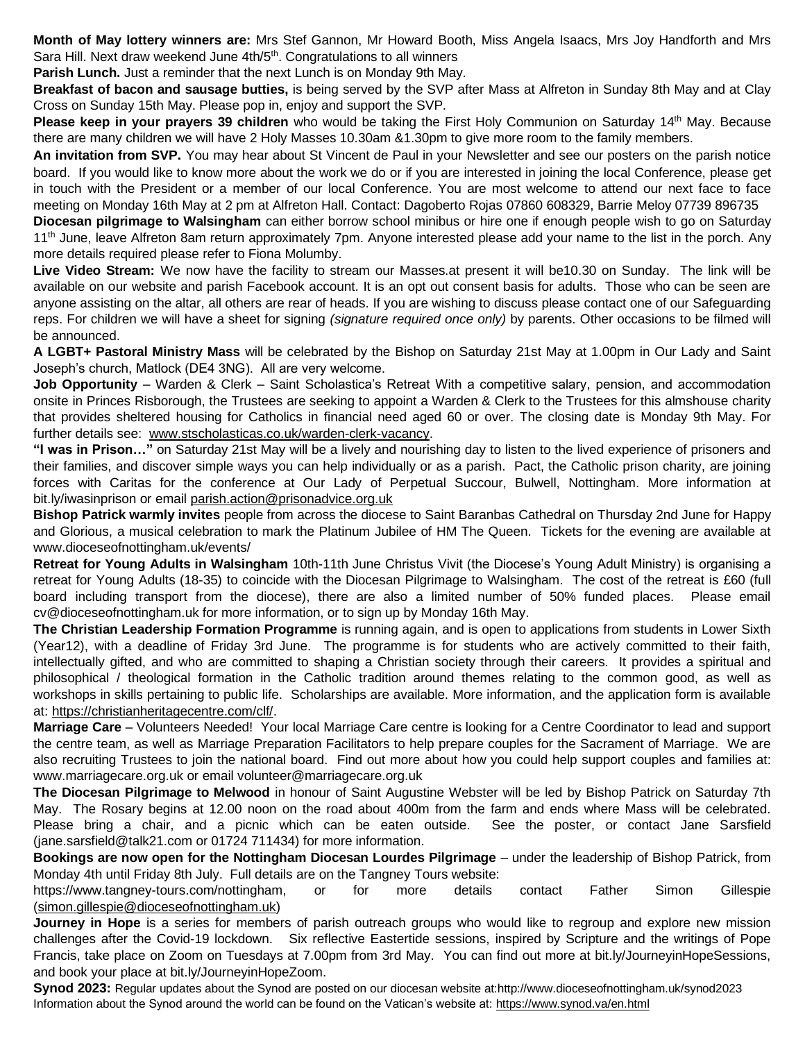**Month of May lottery winners are:** Mrs Stef Gannon, Mr Howard Booth, Miss Angela Isaacs, Mrs Joy Handforth and Mrs Sara Hill. Next draw weekend June 4th/5th. Congratulations to all winners

**Parish Lunch.** Just a reminder that the next Lunch is on Monday 9th May.

**Breakfast of bacon and sausage butties,** is being served by the SVP after Mass at Alfreton in Sunday 8th May and at Clay Cross on Sunday 15th May. Please pop in, enjoy and support the SVP.

**Please keep in your prayers 39 children** who would be taking the First Holy Communion on Saturday 14th May. Because there are many children we will have 2 Holy Masses 10.30am &1.30pm to give more room to the family members.

**An invitation from SVP.** You may hear about St Vincent de Paul in your Newsletter and see our posters on the parish notice board. If you would like to know more about the work we do or if you are interested in joining the local Conference, please get in touch with the President or a member of our local Conference. You are most welcome to attend our next face to face meeting on Monday 16th May at 2 pm at Alfreton Hall. Contact: Dagoberto Rojas 07860 608329, Barrie Meloy 07739 896735

**Diocesan pilgrimage to Walsingham** can either borrow school minibus or hire one if enough people wish to go on Saturday 11th June, leave Alfreton 8am return approximately 7pm. Anyone interested please add your name to the list in the porch. Any more details required please refer to Fiona Molumby.

**Live Video Stream:** We now have the facility to stream our Masses.at present it will be10.30 on Sunday. The link will be available on our website and parish Facebook account. It is an opt out consent basis for adults. Those who can be seen are anyone assisting on the altar, all others are rear of heads. If you are wishing to discuss please contact one of our Safeguarding reps. For children we will have a sheet for signing *(signature required once only)* by parents. Other occasions to be filmed will be announced.

**A LGBT+ Pastoral Ministry Mass** will be celebrated by the Bishop on Saturday 21st May at 1.00pm in Our Lady and Saint Joseph's church, Matlock (DE4 3NG). All are very welcome.

**Job Opportunity** – Warden & Clerk – Saint Scholastica's Retreat With a competitive salary, pension, and accommodation onsite in Princes Risborough, the Trustees are seeking to appoint a Warden & Clerk to the Trustees for this almshouse charity that provides sheltered housing for Catholics in financial need aged 60 or over. The closing date is Monday 9th May. For further details see: www.stscholasticas.co.uk/warden-clerk-vacancy.

**"I was in Prison…"** on Saturday 21st May will be a lively and nourishing day to listen to the lived experience of prisoners and their families, and discover simple ways you can help individually or as a parish. Pact, the Catholic prison charity, are joining forces with Caritas for the conference at Our Lady of Perpetual Succour, Bulwell, Nottingham. More information at bit.ly/iwasinprison or email parish.action@prisonadvice.org.uk

**Bishop Patrick warmly invites** people from across the diocese to Saint Baranbas Cathedral on Thursday 2nd June for Happy and Glorious, a musical celebration to mark the Platinum Jubilee of HM The Queen. Tickets for the evening are available at www.dioceseofnottingham.uk/events/

**Retreat for Young Adults in Walsingham** 10th-11th June Christus Vivit (the Diocese's Young Adult Ministry) is organising a retreat for Young Adults (18-35) to coincide with the Diocesan Pilgrimage to Walsingham. The cost of the retreat is £60 (full board including transport from the diocese), there are also a limited number of 50% funded places. Please email cv@dioceseofnottingham.uk for more information, or to sign up by Monday 16th May.

**The Christian Leadership Formation Programme** is running again, and is open to applications from students in Lower Sixth (Year12), with a deadline of Friday 3rd June. The programme is for students who are actively committed to their faith, intellectually gifted, and who are committed to shaping a Christian society through their careers. It provides a spiritual and philosophical / theological formation in the Catholic tradition around themes relating to the common good, as well as workshops in skills pertaining to public life. Scholarships are available. More information, and the application form is available at: https://christianheritagecentre.com/clf/.

**Marriage Care** – Volunteers Needed! Your local Marriage Care centre is looking for a Centre Coordinator to lead and support the centre team, as well as Marriage Preparation Facilitators to help prepare couples for the Sacrament of Marriage. We are also recruiting Trustees to join the national board. Find out more about how you could help support couples and families at: www.marriagecare.org.uk or email volunteer@marriagecare.org.uk

**The Diocesan Pilgrimage to Melwood** in honour of Saint Augustine Webster will be led by Bishop Patrick on Saturday 7th May. The Rosary begins at 12.00 noon on the road about 400m from the farm and ends where Mass will be celebrated. Please bring a chair, and a picnic which can be eaten outside. See the poster, or contact Jane Sarsfield (jane.sarsfield@talk21.com or 01724 711434) for more information.

**Bookings are now open for the Nottingham Diocesan Lourdes Pilgrimage** – under the leadership of Bishop Patrick, from Monday 4th until Friday 8th July. Full details are on the Tangney Tours website: https://www.tangney-tours.com/nottingham, or for more details contact Father Simon Gillespie (simon.gillespie@dioceseofnottingham.uk)

**Journey in Hope** is a series for members of parish outreach groups who would like to regroup and explore new mission challenges after the Covid-19 lockdown. Six reflective Eastertide sessions, inspired by Scripture and the writings of Pope Francis, take place on Zoom on Tuesdays at 7.00pm from 3rd May. You can find out more at bit.ly/JourneyinHopeSessions, and book your place at bit.ly/JourneyinHopeZoom.

**Synod 2023:** Regular updates about the Synod are posted on our diocesan website at:http://www.dioceseofnottingham.uk/synod2023
Information about the Synod around the world can be found on the Vatican's website at: https://www.synod.va/en.html